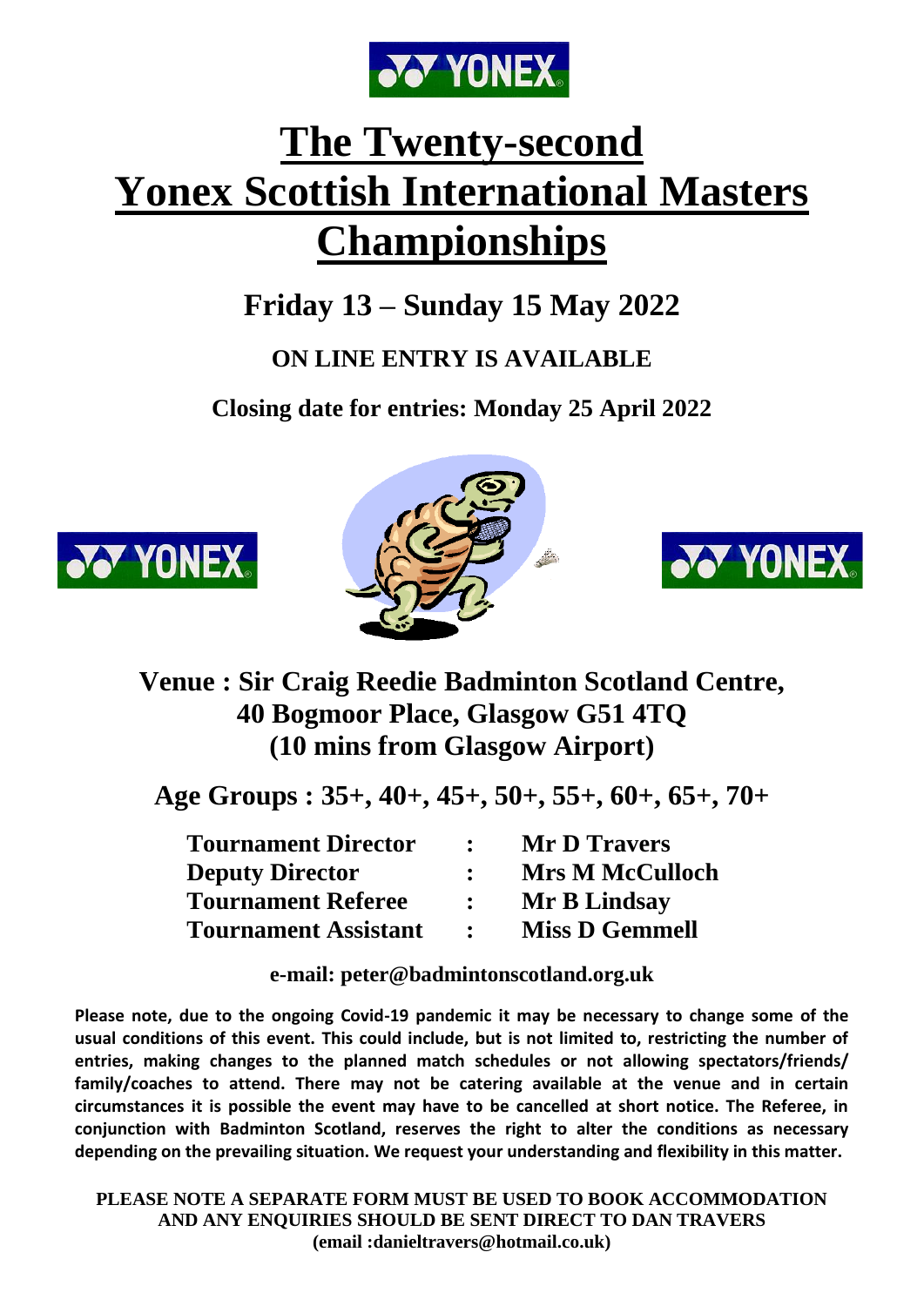# The Twenty-second Yonex Scottish International Masters Championships

## Friday 13 – Sunday 15 May 2022

### ON LINE ENTRY IS AVAILABLE

### Closing date for entries: Monday 25 April 2022

**Venue : Sir Craig Reedie Badminton Scotland Centre, 40 Bogmoor Place, Glasgow G51 4TQ (10 mins from Glasgow Airport)**

**Age Groups : 35+, 40+, 45+, 50+, 55+, 60+, 65+, 70+**

| | | |
|---|---|---|
| **Tournament Director** | **:** | **Mr D Travers** |
| **Deputy Director** | **:** | **Mrs M McCulloch** |
| **Tournament Referee** | **:** | **Mr B Lindsay** |
| **Tournament Assistant** | **:** | **Miss D Gemmell** |

**e-mail: peter@badmintonscotland.org.uk**

**Please note, due to the ongoing Covid-19 pandemic it may be necessary to change some of the usual conditions of this event. This could include, but is not limited to, restricting the number of entries, making changes to the planned match schedules or not allowing spectators/friends/ family/coaches to attend. There may not be catering available at the venue and in certain circumstances it is possible the event may have to be cancelled at short notice. The Referee, in conjunction with Badminton Scotland, reserves the right to alter the conditions as necessary depending on the prevailing situation. We request your understanding and flexibility in this matter.**

**PLEASE NOTE A SEPARATE FORM MUST BE USED TO BOOK ACCOMMODATION AND ANY ENQUIRIES SHOULD BE SENT DIRECT TO DAN TRAVERS (email :danieltravers@hotmail.co.uk)**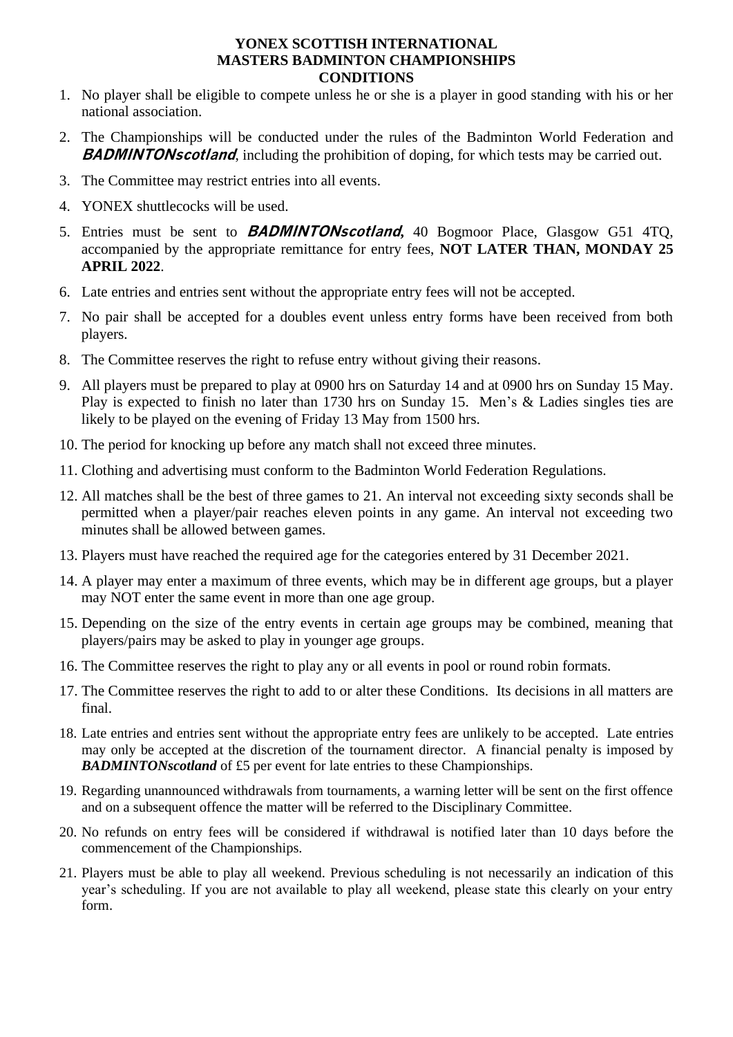# YONEX SCOTTISH INTERNATIONAL
# MASTERS BADMINTON CHAMPIONSHIPS
# CONDITIONS

1. No player shall be eligible to compete unless he or she is a player in good standing with his or her national association.
2. The Championships will be conducted under the rules of the Badminton World Federation and ***BADMINTONscotland***, including the prohibition of doping, for which tests may be carried out.
3. The Committee may restrict entries into all events.
4. YONEX shuttlecocks will be used.
5. Entries must be sent to ***BADMINTONscotland*,** 40 Bogmoor Place, Glasgow G51 4TQ, accompanied by the appropriate remittance for entry fees, **NOT LATER THAN, MONDAY 25 APRIL 2022**.
6. Late entries and entries sent without the appropriate entry fees will not be accepted.
7. No pair shall be accepted for a doubles event unless entry forms have been received from both players.
8. The Committee reserves the right to refuse entry without giving their reasons.
9. All players must be prepared to play at 0900 hrs on Saturday 14 and at 0900 hrs on Sunday 15 May. Play is expected to finish no later than 1730 hrs on Sunday 15. Men's & Ladies singles ties are likely to be played on the evening of Friday 13 May from 1500 hrs.
10. The period for knocking up before any match shall not exceed three minutes.
11. Clothing and advertising must conform to the Badminton World Federation Regulations.
12. All matches shall be the best of three games to 21. An interval not exceeding sixty seconds shall be permitted when a player/pair reaches eleven points in any game. An interval not exceeding two minutes shall be allowed between games.
13. Players must have reached the required age for the categories entered by 31 December 2021.
14. A player may enter a maximum of three events, which may be in different age groups, but a player may NOT enter the same event in more than one age group.
15. Depending on the size of the entry events in certain age groups may be combined, meaning that players/pairs may be asked to play in younger age groups.
16. The Committee reserves the right to play any or all events in pool or round robin formats.
17. The Committee reserves the right to add to or alter these Conditions. Its decisions in all matters are final.
18. Late entries and entries sent without the appropriate entry fees are unlikely to be accepted. Late entries may only be accepted at the discretion of the tournament director. A financial penalty is imposed by ***BADMINTONscotland*** of £5 per event for late entries to these Championships.
19. Regarding unannounced withdrawals from tournaments, a warning letter will be sent on the first offence and on a subsequent offence the matter will be referred to the Disciplinary Committee.
20. No refunds on entry fees will be considered if withdrawal is notified later than 10 days before the commencement of the Championships.
21. Players must be able to play all weekend. Previous scheduling is not necessarily an indication of this year's scheduling. If you are not available to play all weekend, please state this clearly on your entry form.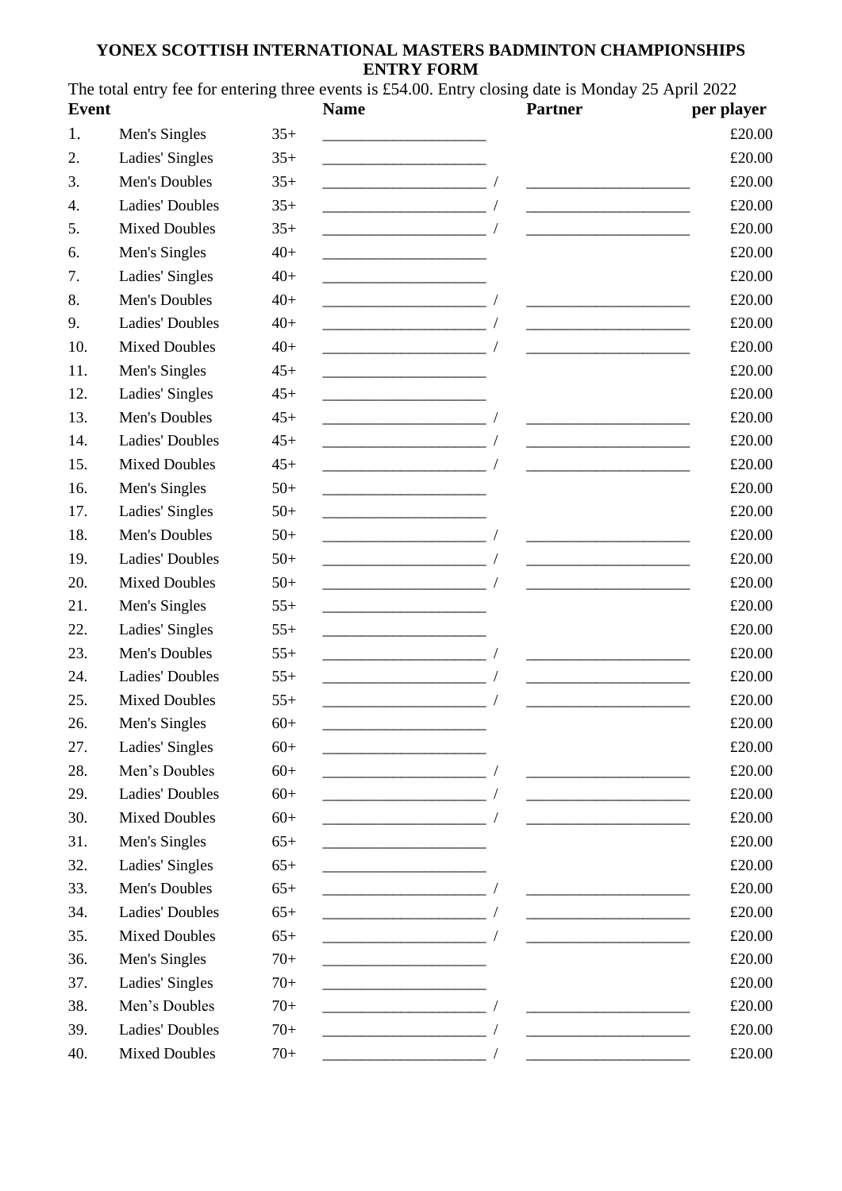**YONEX SCOTTISH INTERNATIONAL MASTERS BADMINTON CHAMPIONSHIPS**
**ENTRY FORM**

The total entry fee for entering three events is £54.00. Entry closing date is Monday 25 April 2022

| Event | | | Name | | Partner | per player |
|---|---|---|---|---|---|---|
| 1. | Men's Singles | 35+ | ____________________ | | | £20.00 |
| 2. | Ladies' Singles | 35+ | ____________________ | | | £20.00 |
| 3. | Men's Doubles | 35+ | ____________________ | / | ____________________ | £20.00 |
| 4. | Ladies' Doubles | 35+ | ____________________ | / | ____________________ | £20.00 |
| 5. | Mixed Doubles | 35+ | ____________________ | / | ____________________ | £20.00 |
| 6. | Men's Singles | 40+ | ____________________ | | | £20.00 |
| 7. | Ladies' Singles | 40+ | ____________________ | | | £20.00 |
| 8. | Men's Doubles | 40+ | ____________________ | / | ____________________ | £20.00 |
| 9. | Ladies' Doubles | 40+ | ____________________ | / | ____________________ | £20.00 |
| 10. | Mixed Doubles | 40+ | ____________________ | / | ____________________ | £20.00 |
| 11. | Men's Singles | 45+ | ____________________ | | | £20.00 |
| 12. | Ladies' Singles | 45+ | ____________________ | | | £20.00 |
| 13. | Men's Doubles | 45+ | ____________________ | / | ____________________ | £20.00 |
| 14. | Ladies' Doubles | 45+ | ____________________ | / | ____________________ | £20.00 |
| 15. | Mixed Doubles | 45+ | ____________________ | / | ____________________ | £20.00 |
| 16. | Men's Singles | 50+ | ____________________ | | | £20.00 |
| 17. | Ladies' Singles | 50+ | ____________________ | | | £20.00 |
| 18. | Men's Doubles | 50+ | ____________________ | / | ____________________ | £20.00 |
| 19. | Ladies' Doubles | 50+ | ____________________ | / | ____________________ | £20.00 |
| 20. | Mixed Doubles | 50+ | ____________________ | / | ____________________ | £20.00 |
| 21. | Men's Singles | 55+ | ____________________ | | | £20.00 |
| 22. | Ladies' Singles | 55+ | ____________________ | | | £20.00 |
| 23. | Men's Doubles | 55+ | ____________________ | / | ____________________ | £20.00 |
| 24. | Ladies' Doubles | 55+ | ____________________ | / | ____________________ | £20.00 |
| 25. | Mixed Doubles | 55+ | ____________________ | / | ____________________ | £20.00 |
| 26. | Men's Singles | 60+ | ____________________ | | | £20.00 |
| 27. | Ladies' Singles | 60+ | ____________________ | | | £20.00 |
| 28. | Men’s Doubles | 60+ | ____________________ | / | ____________________ | £20.00 |
| 29. | Ladies' Doubles | 60+ | ____________________ | / | ____________________ | £20.00 |
| 30. | Mixed Doubles | 60+ | ____________________ | / | ____________________ | £20.00 |
| 31. | Men's Singles | 65+ | ____________________ | | | £20.00 |
| 32. | Ladies' Singles | 65+ | ____________________ | | | £20.00 |
| 33. | Men's Doubles | 65+ | ____________________ | / | ____________________ | £20.00 |
| 34. | Ladies' Doubles | 65+ | ____________________ | / | ____________________ | £20.00 |
| 35. | Mixed Doubles | 65+ | ____________________ | / | ____________________ | £20.00 |
| 36. | Men's Singles | 70+ | ____________________ | | | £20.00 |
| 37. | Ladies' Singles | 70+ | ____________________ | | | £20.00 |
| 38. | Men’s Doubles | 70+ | ____________________ | / | ____________________ | £20.00 |
| 39. | Ladies' Doubles | 70+ | ____________________ | / | ____________________ | £20.00 |
| 40. | Mixed Doubles | 70+ | ____________________ | / | ____________________ | £20.00 |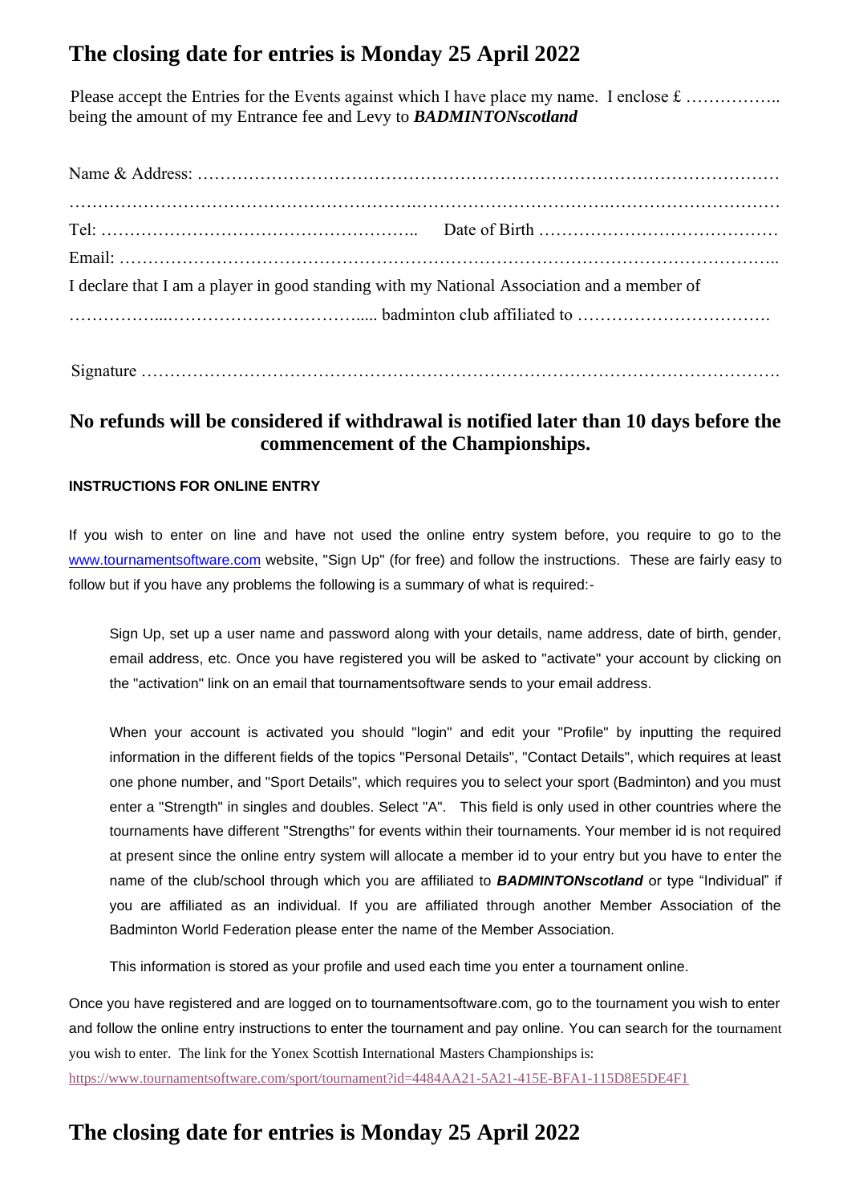# The closing date for entries is Monday 25 April 2022

Please accept the Entries for the Events against which I have place my name. I enclose £ …………….. being the amount of my Entrance fee and Levy to ***BADMINTONscotland***

Name & Address: ………………………………………………………………………………………

………………………………………………………………………………………………………………

Tel: ……………………………………………….. Date of Birth ……………………………………

Email: ……………………………………………………………………………………………………..

I declare that I am a player in good standing with my National Association and a member of

……………...…………………………….... badminton club affiliated to …………………………….

Signature ……………………………………………………………………………………………….

## No refunds will be considered if withdrawal is notified later than 10 days before the commencement of the Championships.

**INSTRUCTIONS FOR ONLINE ENTRY**

If you wish to enter on line and have not used the online entry system before, you require to go to the www.tournamentsoftware.com website, "Sign Up" (for free) and follow the instructions. These are fairly easy to follow but if you have any problems the following is a summary of what is required:-

Sign Up, set up a user name and password along with your details, name address, date of birth, gender, email address, etc. Once you have registered you will be asked to "activate" your account by clicking on the "activation" link on an email that tournamentsoftware sends to your email address.

When your account is activated you should "login" and edit your "Profile" by inputting the required information in the different fields of the topics "Personal Details", "Contact Details", which requires at least one phone number, and "Sport Details", which requires you to select your sport (Badminton) and you must enter a "Strength" in singles and doubles. Select "A". This field is only used in other countries where the tournaments have different "Strengths" for events within their tournaments. Your member id is not required at present since the online entry system will allocate a member id to your entry but you have to enter the name of the club/school through which you are affiliated to ***BADMINTONscotland*** or type "Individual" if you are affiliated as an individual. If you are affiliated through another Member Association of the Badminton World Federation please enter the name of the Member Association.

This information is stored as your profile and used each time you enter a tournament online.

Once you have registered and are logged on to tournamentsoftware.com, go to the tournament you wish to enter and follow the online entry instructions to enter the tournament and pay online. You can search for the tournament you wish to enter. The link for the Yonex Scottish International Masters Championships is:
https://www.tournamentsoftware.com/sport/tournament?id=4484AA21-5A21-415E-BFA1-115D8E5DE4F1

# The closing date for entries is Monday 25 April 2022